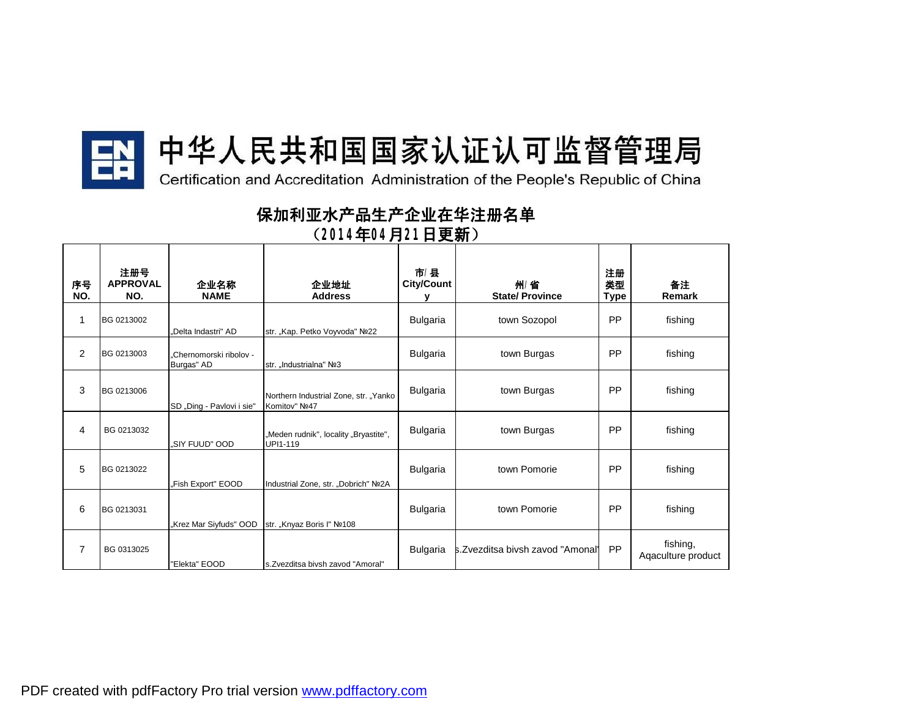# 中华人民共和国国家认证认可监督管理局

Certification and Accreditation Administration of the People's Republic of China

## 保加利亚水产品生产企业在华注册名单

## （2014年04月21日更新）

| 序号 NO. | 注册号 APPROVAL NO. | 企业名称 NAME | 企业地址 Address | 市/县 City/County | 州/省 State/ Province | 注册类型 Type | 备注 Remark |
|---|---|---|---|---|---|---|---|
| 1 | BG 0213002 | „Delta Indastri" AD | str. „Kap. Petko Voyvoda" №22 | Bulgaria | town Sozopol | PP | fishing |
| 2 | BG 0213003 | „Chernomorski ribolov - Burgas" AD | str. „Industrialna" №3 | Bulgaria | town Burgas | PP | fishing |
| 3 | BG 0213006 | SD „Ding - Pavlovi i sie" | Northern Industrial Zone, str. „Yanko Komitov" №47 | Bulgaria | town Burgas | PP | fishing |
| 4 | BG 0213032 | „SIY FUUD" OOD | „Meden rudnik", locality „Bryastite", UPI1-119 | Bulgaria | town Burgas | PP | fishing |
| 5 | BG 0213022 | „Fish Export" EOOD | Industrial Zone, str. „Dobrich" №2A | Bulgaria | town Pomorie | PP | fishing |
| 6 | BG 0213031 | „Krez Mar Siyfuds" OOD | str. „Knyaz Boris I" №108 | Bulgaria | town Pomorie | PP | fishing |
| 7 | BG 0313025 | "Elekta" EOOD | s.Zvezditsa bivsh zavod "Amoral" | Bulgaria | s.Zvezditsa bivsh zavod "Amonal" | PP | fishing, Aqaculture product |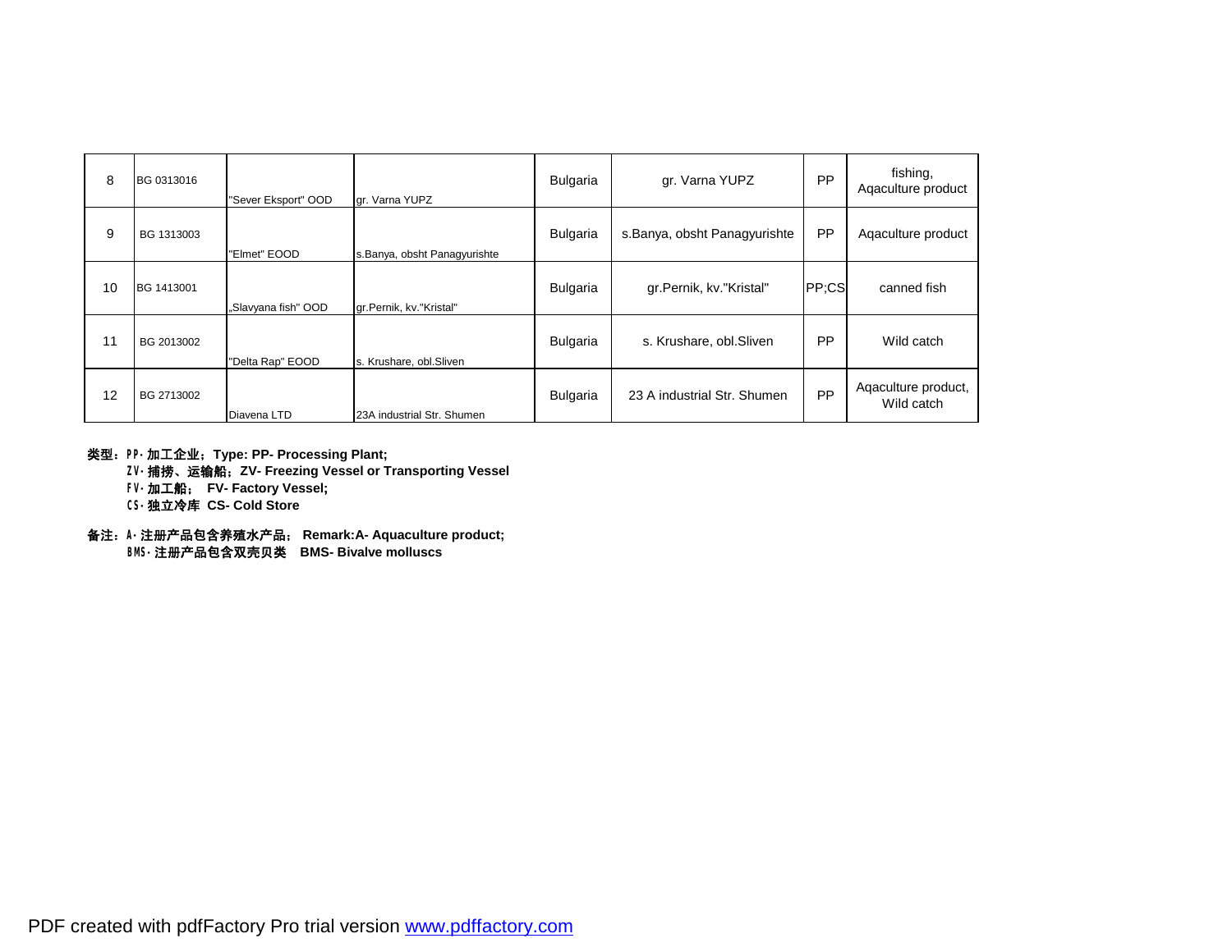| | | | | | | | |
|---|---|---|---|---|---|---|---|
| 8 | BG 0313016 | "Sever Eksport" OOD | gr. Varna YUPZ | Bulgaria | gr. Varna YUPZ | PP | fishing, Aqaculture product |
| 9 | BG 1313003 | "Elmet" EOOD | s.Banya, obsht Panagyurishte | Bulgaria | s.Banya, obsht Panagyurishte | PP | Aqaculture product |
| 10 | BG 1413001 | „Slavyana fish" OOD | gr.Pernik, kv."Kristal" | Bulgaria | gr.Pernik, kv."Kristal" | PP;CS | canned fish |
| 11 | BG 2013002 | "Delta Rap" EOOD | s. Krushare, obl.Sliven | Bulgaria | s. Krushare, obl.Sliven | PP | Wild catch |
| 12 | BG 2713002 | Diavena LTD | 23A industrial Str. Shumen | Bulgaria | 23 A industrial Str. Shumen | PP | Aqaculture product, Wild catch |

**类型：PP-加工企业；Type: PP- Processing Plant;**
**ZV-捕捞、运输船；ZV- Freezing Vessel or Transporting Vessel**
**FV-加工船； FV- Factory Vessel;**
**CS-独立冷库 CS- Cold Store**

**备注：A-注册产品包含养殖水产品； Remark:A- Aquaculture product;**
**BMS-注册产品包含双壳贝类 BMS- Bivalve molluscs**